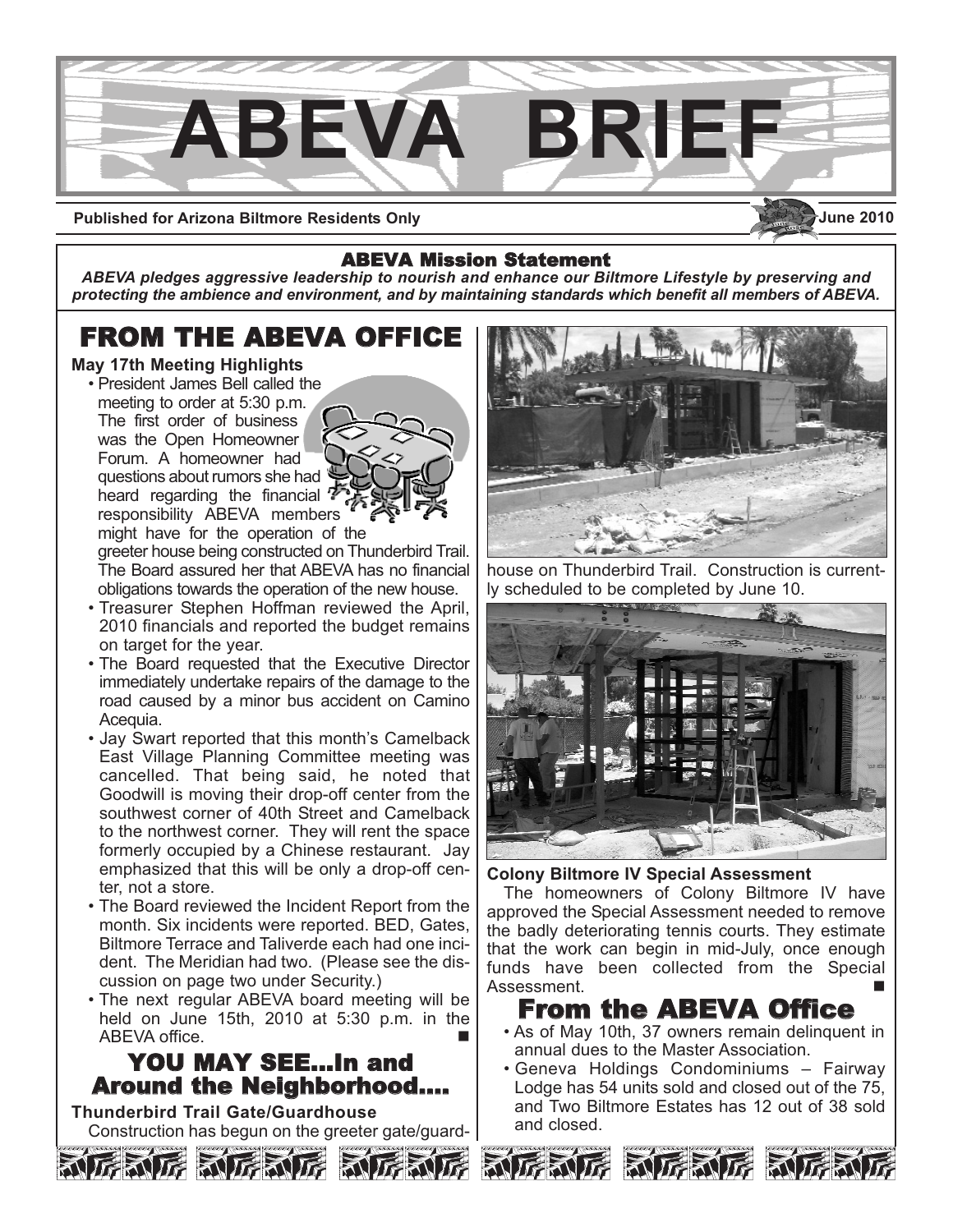# ABEVA BRIEF

**Published for Arizona Biltmore Residents Only** **June 2010**

## ABEVA Mission Statement

***ABEVA pledges aggressive leadership to nourish and enhance our Biltmore Lifestyle by preserving and protecting the ambience and environment, and by maintaining standards which benefit all members of ABEVA.***

## FROM THE ABEVA OFFICE

**May 17th Meeting Highlights**

- President James Bell called the meeting to order at 5:30 p.m. The first order of business was the Open Homeowner Forum. A homeowner had questions about rumors she had heard regarding the financial responsibility ABEVA members might have for the operation of the greeter house being constructed on Thunderbird Trail. The Board assured her that ABEVA has no financial obligations towards the operation of the new house.
- Treasurer Stephen Hoffman reviewed the April, 2010 financials and reported the budget remains on target for the year.
- The Board requested that the Executive Director immediately undertake repairs of the damage to the road caused by a minor bus accident on Camino Acequia.
- Jay Swart reported that this month's Camelback East Village Planning Committee meeting was cancelled. That being said, he noted that Goodwill is moving their drop-off center from the southwest corner of 40th Street and Camelback to the northwest corner. They will rent the space formerly occupied by a Chinese restaurant. Jay emphasized that this will be only a drop-off center, not a store.
- The Board reviewed the Incident Report from the month. Six incidents were reported. BED, Gates, Biltmore Terrace and Taliverde each had one incident. The Meridian had two. (Please see the discussion on page two under Security.)
- The next regular ABEVA board meeting will be held on June 15th, 2010 at 5:30 p.m. in the ABEVA office. ■

## YOU MAY SEE...In and Around the Neighborhood....

**Thunderbird Trail Gate/Guardhouse**

Construction has begun on the greeter gate/guardhouse on Thunderbird Trail. Construction is currently scheduled to be completed by June 10.

**Colony Biltmore IV Special Assessment**

The homeowners of Colony Biltmore IV have approved the Special Assessment needed to remove the badly deteriorating tennis courts. They estimate that the work can begin in mid-July, once enough funds have been collected from the Special Assessment. ■

## From the ABEVA Office

- As of May 10th, 37 owners remain delinquent in annual dues to the Master Association.
- Geneva Holdings Condominiums – Fairway Lodge has 54 units sold and closed out of the 75, and Two Biltmore Estates has 12 out of 38 sold and closed.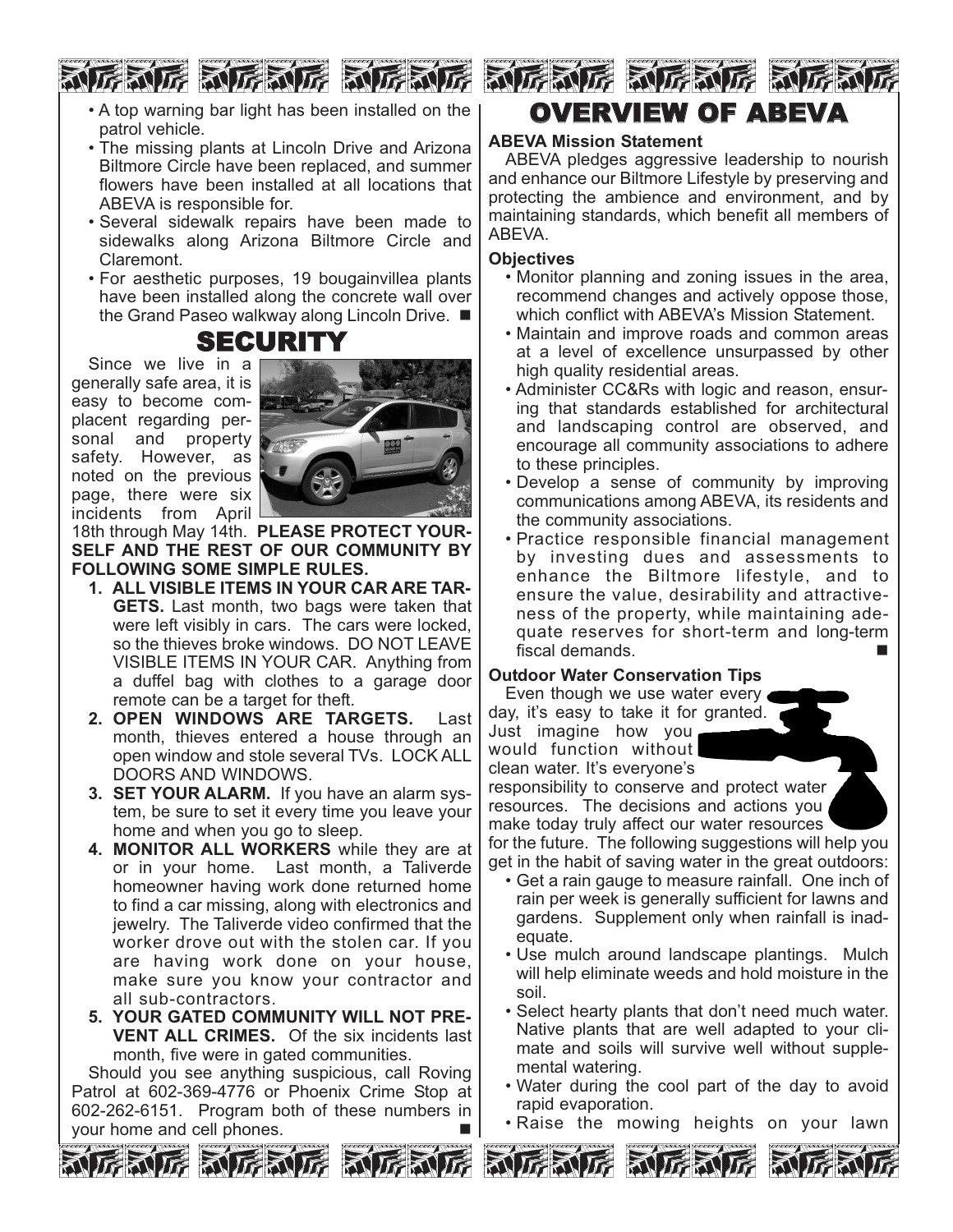- A top warning bar light has been installed on the patrol vehicle.
- The missing plants at Lincoln Drive and Arizona Biltmore Circle have been replaced, and summer flowers have been installed at all locations that ABEVA is responsible for.
- Several sidewalk repairs have been made to sidewalks along Arizona Biltmore Circle and Claremont.
- For aesthetic purposes, 19 bougainvillea plants have been installed along the concrete wall over the Grand Paseo walkway along Lincoln Drive. ■

## SECURITY

Since we live in a generally safe area, it is easy to become complacent regarding personal and property safety. However, as noted on the previous page, there were six incidents from April 18th through May 14th. **PLEASE PROTECT YOURSELF AND THE REST OF OUR COMMUNITY BY FOLLOWING SOME SIMPLE RULES.**

1. **ALL VISIBLE ITEMS IN YOUR CAR ARE TARGETS.** Last month, two bags were taken that were left visibly in cars. The cars were locked, so the thieves broke windows. DO NOT LEAVE VISIBLE ITEMS IN YOUR CAR. Anything from a duffel bag with clothes to a garage door remote can be a target for theft.
2. **OPEN WINDOWS ARE TARGETS.** Last month, thieves entered a house through an open window and stole several TVs. LOCK ALL DOORS AND WINDOWS.
3. **SET YOUR ALARM.** If you have an alarm system, be sure to set it every time you leave your home and when you go to sleep.
4. **MONITOR ALL WORKERS** while they are at or in your home. Last month, a Taliverde homeowner having work done returned home to find a car missing, along with electronics and jewelry. The Taliverde video confirmed that the worker drove out with the stolen car. If you are having work done on your house, make sure you know your contractor and all sub-contractors.
5. **YOUR GATED COMMUNITY WILL NOT PREVENT ALL CRIMES.** Of the six incidents last month, five were in gated communities.

Should you see anything suspicious, call Roving Patrol at 602-369-4776 or Phoenix Crime Stop at 602-262-6151. Program both of these numbers in your home and cell phones. ■

## OVERVIEW OF ABEVA

### ABEVA Mission Statement

ABEVA pledges aggressive leadership to nourish and enhance our Biltmore Lifestyle by preserving and protecting the ambience and environment, and by maintaining standards, which benefit all members of ABEVA.

### Objectives

- Monitor planning and zoning issues in the area, recommend changes and actively oppose those, which conflict with ABEVA's Mission Statement.
- Maintain and improve roads and common areas at a level of excellence unsurpassed by other high quality residential areas.
- Administer CC&Rs with logic and reason, ensuring that standards established for architectural and landscaping control are observed, and encourage all community associations to adhere to these principles.
- Develop a sense of community by improving communications among ABEVA, its residents and the community associations.
- Practice responsible financial management by investing dues and assessments to enhance the Biltmore lifestyle, and to ensure the value, desirability and attractiveness of the property, while maintaining adequate reserves for short-term and long-term fiscal demands. ■

### Outdoor Water Conservation Tips

Even though we use water every day, it's easy to take it for granted. Just imagine how you would function without clean water. It's everyone's responsibility to conserve and protect water resources. The decisions and actions you make today truly affect our water resources for the future. The following suggestions will help you get in the habit of saving water in the great outdoors:

- Get a rain gauge to measure rainfall. One inch of rain per week is generally sufficient for lawns and gardens. Supplement only when rainfall is inadequate.
- Use mulch around landscape plantings. Mulch will help eliminate weeds and hold moisture in the soil.
- Select hearty plants that don't need much water. Native plants that are well adapted to your climate and soils will survive well without supplemental watering.
- Water during the cool part of the day to avoid rapid evaporation.
- Raise the mowing heights on your lawn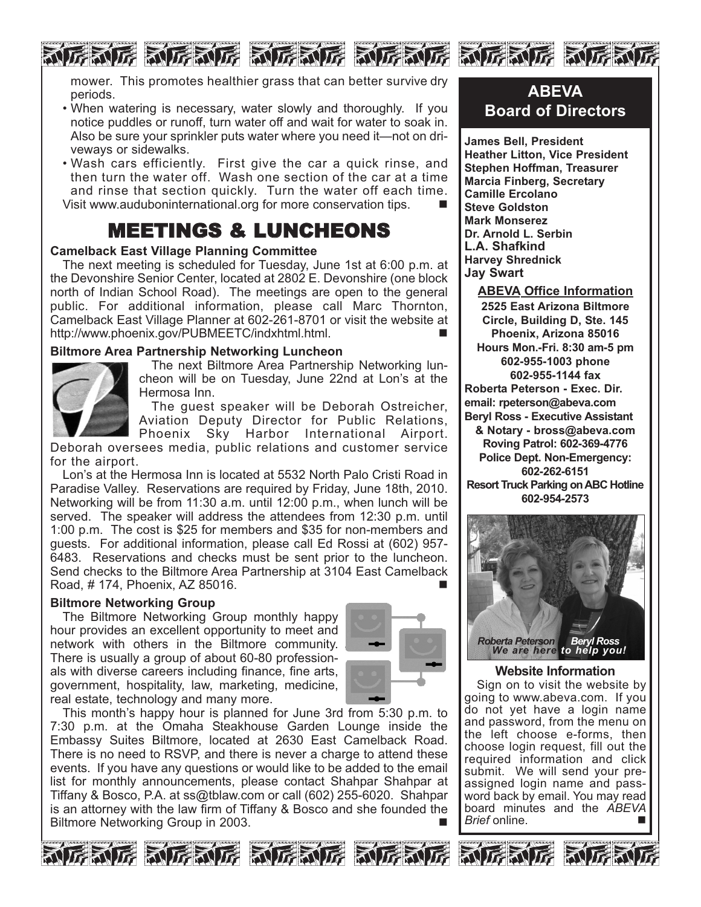mower. This promotes healthier grass that can better survive dry periods.

- When watering is necessary, water slowly and thoroughly. If you notice puddles or runoff, turn water off and wait for water to soak in. Also be sure your sprinkler puts water where you need it—not on driveways or sidewalks.
- Wash cars efficiently. First give the car a quick rinse, and then turn the water off. Wash one section of the car at a time and rinse that section quickly. Turn the water off each time.

Visit www.auduboninternational.org for more conservation tips. ■

# MEETINGS & LUNCHEONS

### Camelback East Village Planning Committee

The next meeting is scheduled for Tuesday, June 1st at 6:00 p.m. at the Devonshire Senior Center, located at 2802 E. Devonshire (one block north of Indian School Road). The meetings are open to the general public. For additional information, please call Marc Thornton, Camelback East Village Planner at 602-261-8701 or visit the website at http://www.phoenix.gov/PUBMEETC/indxhtml.html. ■

### Biltmore Area Partnership Networking Luncheon

The next Biltmore Area Partnership Networking luncheon will be on Tuesday, June 22nd at Lon's at the Hermosa Inn.

The guest speaker will be Deborah Ostreicher, Aviation Deputy Director for Public Relations, Phoenix Sky Harbor International Airport. Deborah oversees media, public relations and customer service for the airport.

Lon's at the Hermosa Inn is located at 5532 North Palo Cristi Road in Paradise Valley. Reservations are required by Friday, June 18th, 2010. Networking will be from 11:30 a.m. until 12:00 p.m., when lunch will be served. The speaker will address the attendees from 12:30 p.m. until 1:00 p.m. The cost is $25 for members and $35 for non-members and guests. For additional information, please call Ed Rossi at (602) 957-6483. Reservations and checks must be sent prior to the luncheon. Send checks to the Biltmore Area Partnership at 3104 East Camelback Road, # 174, Phoenix, AZ 85016. ■

### Biltmore Networking Group

The Biltmore Networking Group monthly happy hour provides an excellent opportunity to meet and network with others in the Biltmore community. There is usually a group of about 60-80 professionals with diverse careers including finance, fine arts, government, hospitality, law, marketing, medicine, real estate, technology and many more.

This month's happy hour is planned for June 3rd from 5:30 p.m. to 7:30 p.m. at the Omaha Steakhouse Garden Lounge inside the Embassy Suites Biltmore, located at 2630 East Camelback Road. There is no need to RSVP, and there is never a charge to attend these events. If you have any questions or would like to be added to the email list for monthly announcements, please contact Shahpar Shahpar at Tiffany & Bosco, P.A. at ss@tblaw.com or call (602) 255-6020. Shahpar is an attorney with the law firm of Tiffany & Bosco and she founded the Biltmore Networking Group in 2003. ■

## ABEVA Board of Directors

**James Bell, President**
**Heather Litton, Vice President**
**Stephen Hoffman, Treasurer**
**Marcia Finberg, Secretary**
**Camille Ercolano**
**Steve Goldston**
**Mark Monserez**
**Dr. Arnold L. Serbin**
**L.A. Shafkind**
**Harvey Shrednick**
**Jay Swart**

### ABEVA Office Information

**2525 East Arizona Biltmore Circle, Building D, Ste. 145**
**Phoenix, Arizona 85016**
**Hours Mon.-Fri. 8:30 am-5 pm**
**602-955-1003 phone**
**602-955-1144 fax**
**Roberta Peterson - Exec. Dir.**
**email: rpeterson@abeva.com**
**Beryl Ross - Executive Assistant & Notary - bross@abeva.com**
**Roving Patrol: 602-369-4776**
**Police Dept. Non-Emergency: 602-262-6151**
**Resort Truck Parking on ABC Hotline 602-954-2573**

*Roberta Peterson Beryl Ross*
*We are here to help you!*

### Website Information

Sign on to visit the website by going to www.abeva.com. If you do not yet have a login name and password, from the menu on the left choose e-forms, then choose login request, fill out the required information and click submit. We will send your pre-assigned login name and password back by email. You may read board minutes and the *ABEVA Brief* online. ■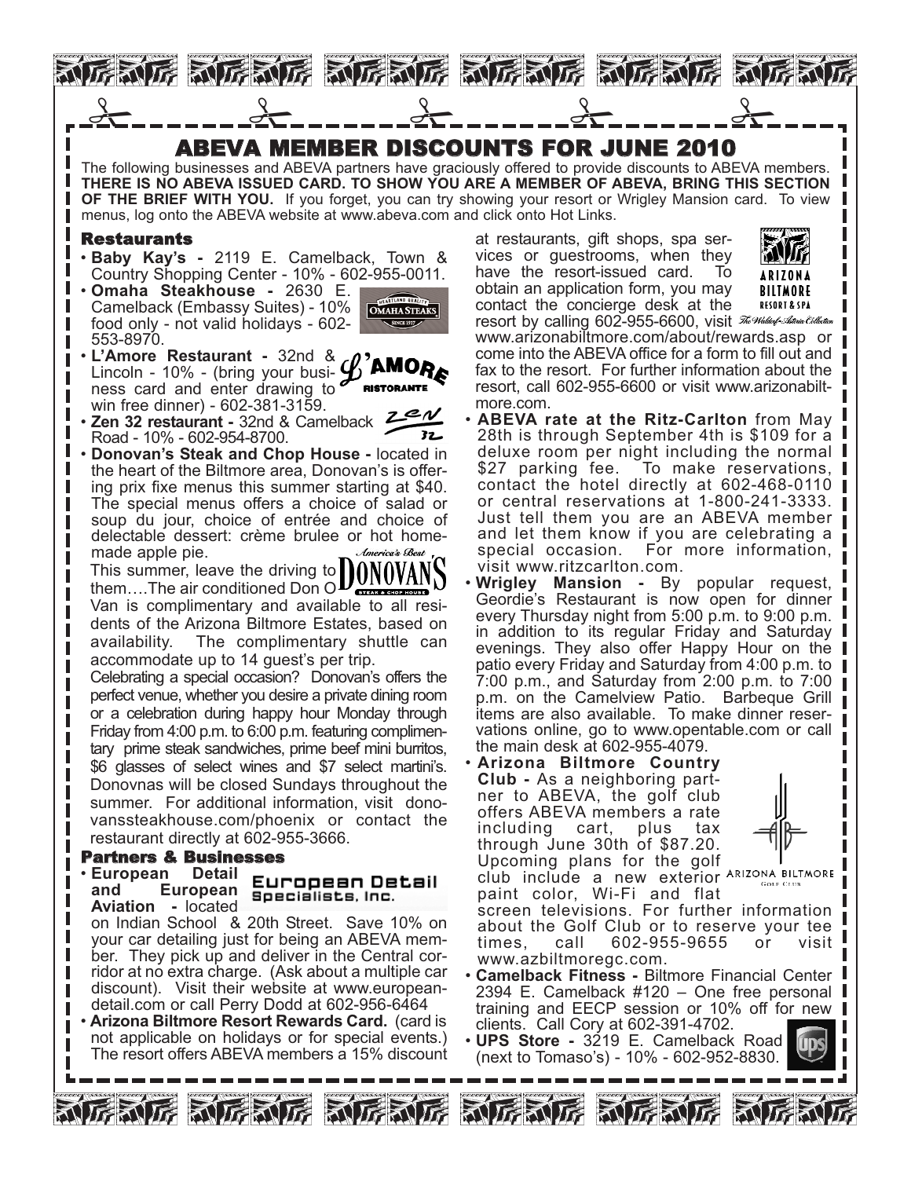# ABEVA MEMBER DISCOUNTS FOR JUNE 2010

The following businesses and ABEVA partners have graciously offered to provide discounts to ABEVA members. **THERE IS NO ABEVA ISSUED CARD. TO SHOW YOU ARE A MEMBER OF ABEVA, BRING THIS SECTION OF THE BRIEF WITH YOU.** If you forget, you can try showing your resort or Wrigley Mansion card. To view menus, log onto the ABEVA website at www.abeva.com and click onto Hot Links.

## Restaurants

- **Baby Kay's -** 2119 E. Camelback, Town & Country Shopping Center - 10% - 602-955-0011.
- **Omaha Steakhouse -** 2630 E. Camelback (Embassy Suites) - 10% food only - not valid holidays - 602-553-8970.
- **L'Amore Restaurant -** 32nd & Lincoln - 10% - (bring your business card and enter drawing to win free dinner) - 602-381-3159.
- **Zen 32 restaurant -** 32nd & Camelback Road - 10% - 602-954-8700.
- **Donovan's Steak and Chop House -** located in the heart of the Biltmore area, Donovan's is offering prix fixe menus this summer starting at $40. The special menus offers a choice of salad or soup du jour, choice of entrée and choice of delectable dessert: crème brulee or hot homemade apple pie.

  This summer, leave the driving to them….The air conditioned Don O Van is complimentary and available to all residents of the Arizona Biltmore Estates, based on availability. The complimentary shuttle can accommodate up to 14 guest's per trip.

  Celebrating a special occasion? Donovan's offers the perfect venue, whether you desire a private dining room or a celebration during happy hour Monday through Friday from 4:00 p.m. to 6:00 p.m. featuring complimentary prime steak sandwiches, prime beef mini burritos, $6 glasses of select wines and $7 select martini's. Donovnas will be closed Sundays throughout the summer. For additional information, visit donovanssteakhouse.com/phoenix or contact the restaurant directly at 602-955-3666.

## Partners & Businesses

- **European Detail and European Aviation -** located on Indian School & 20th Street. Save 10% on your car detailing just for being an ABEVA member. They pick up and deliver in the Central corridor at no extra charge. (Ask about a multiple car discount). Visit their website at www.europeandetail.com or call Perry Dodd at 602-956-6464
- **Arizona Biltmore Resort Rewards Card.** (card is not applicable on holidays or for special events.) The resort offers ABEVA members a 15% discount at restaurants, gift shops, spa services or guestrooms, when they have the resort-issued card. To obtain an application form, you may contact the concierge desk at the resort by calling 602-955-6600, visit www.arizonabiltmore.com/about/rewards.asp or come into the ABEVA office for a form to fill out and fax to the resort. For further information about the resort, call 602-955-6600 or visit www.arizonabiltmore.com.
- **ABEVA rate at the Ritz-Carlton** from May 28th is through September 4th is $109 for a deluxe room per night including the normal $27 parking fee. To make reservations, contact the hotel directly at 602-468-0110 or central reservations at 1-800-241-3333. Just tell them you are an ABEVA member and let them know if you are celebrating a special occasion. For more information, visit www.ritzcarlton.com.
- **Wrigley Mansion -** By popular request, Geordie's Restaurant is now open for dinner every Thursday night from 5:00 p.m. to 9:00 p.m. in addition to its regular Friday and Saturday evenings. They also offer Happy Hour on the patio every Friday and Saturday from 4:00 p.m. to 7:00 p.m., and Saturday from 2:00 p.m. to 7:00 p.m. on the Camelview Patio. Barbeque Grill items are also available. To make dinner reservations online, go to www.opentable.com or call the main desk at 602-955-4079.
- **Arizona Biltmore Country Club -** As a neighboring partner to ABEVA, the golf club offers ABEVA members a rate including cart, plus tax through June 30th of $87.20. Upcoming plans for the golf club include a new exterior paint color, Wi-Fi and flat screen televisions. For further information about the Golf Club or to reserve your tee times, call 602-955-9655 or visit www.azbiltmoregc.com.
- **Camelback Fitness -** Biltmore Financial Center 2394 E. Camelback #120 – One free personal training and EECP session or 10% off for new clients. Call Cory at 602-391-4702.
- **UPS Store -** 3219 E. Camelback Road (next to Tomaso's) - 10% - 602-952-8830.